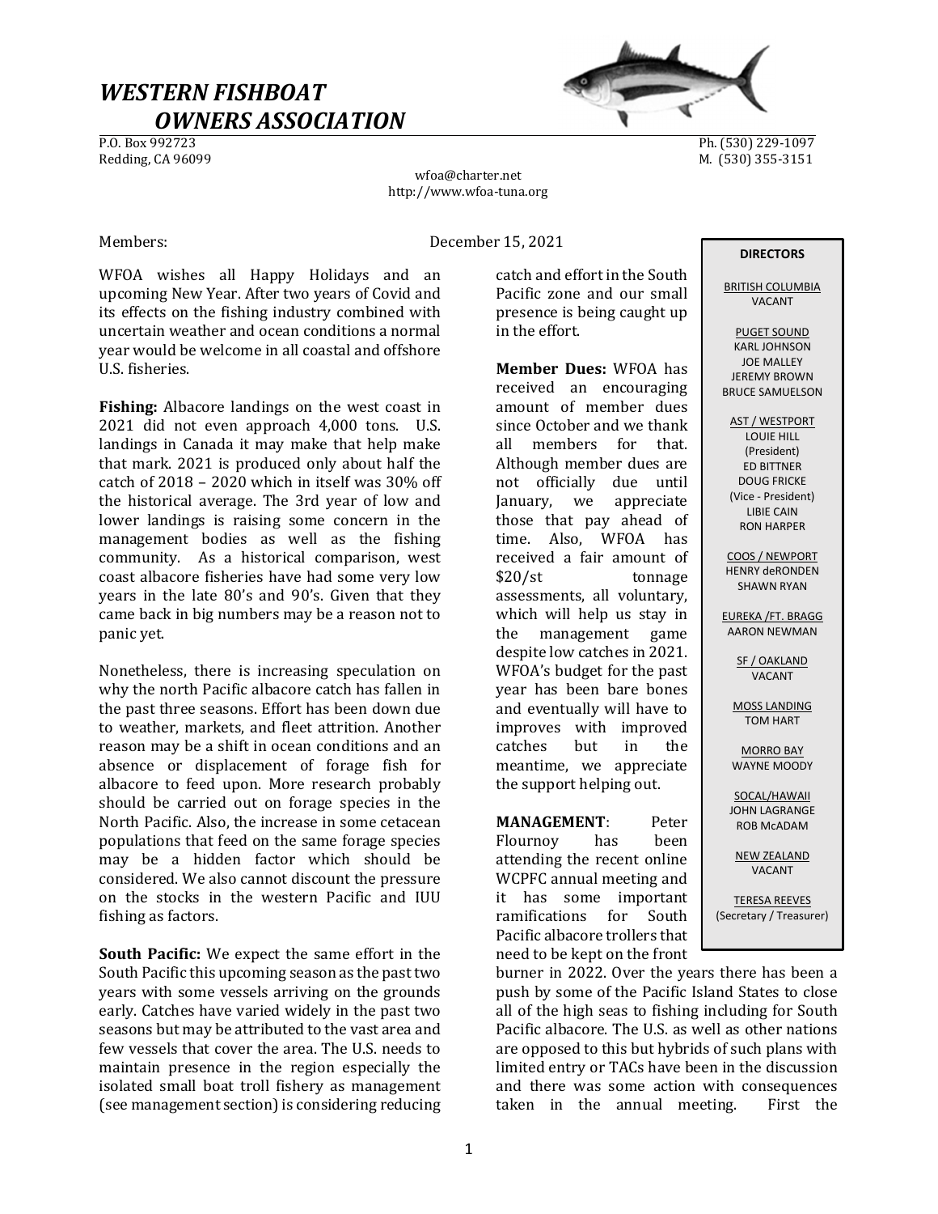# *WESTERN FISHBOAT OWNERS ASSOCIATION*

P.O. Box 992723
Redding, CA 96099

Ph. (530) 229-1097
M. (530) 355-3151

wfoa@charter.net
http://www.wfoa-tuna.org

Members: December 15, 2021

WFOA wishes all Happy Holidays and an upcoming New Year. After two years of Covid and its effects on the fishing industry combined with uncertain weather and ocean conditions a normal year would be welcome in all coastal and offshore U.S. fisheries.

**Fishing:** Albacore landings on the west coast in 2021 did not even approach 4,000 tons. U.S. landings in Canada it may make that help make that mark. 2021 is produced only about half the catch of 2018 – 2020 which in itself was 30% off the historical average. The 3rd year of low and lower landings is raising some concern in the management bodies as well as the fishing community. As a historical comparison, west coast albacore fisheries have had some very low years in the late 80's and 90's. Given that they came back in big numbers may be a reason not to panic yet.

Nonetheless, there is increasing speculation on why the north Pacific albacore catch has fallen in the past three seasons. Effort has been down due to weather, markets, and fleet attrition. Another reason may be a shift in ocean conditions and an absence or displacement of forage fish for albacore to feed upon. More research probably should be carried out on forage species in the North Pacific. Also, the increase in some cetacean populations that feed on the same forage species may be a hidden factor which should be considered. We also cannot discount the pressure on the stocks in the western Pacific and IUU fishing as factors.

**South Pacific:** We expect the same effort in the South Pacific this upcoming season as the past two years with some vessels arriving on the grounds early. Catches have varied widely in the past two seasons but may be attributed to the vast area and few vessels that cover the area. The U.S. needs to maintain presence in the region especially the isolated small boat troll fishery as management (see management section) is considering reducing catch and effort in the South Pacific zone and our small presence is being caught up in the effort.

**Member Dues:** WFOA has received an encouraging amount of member dues since October and we thank all members for that. Although member dues are not officially due until January, we appreciate those that pay ahead of time. Also, WFOA has received a fair amount of $20/st tonnage assessments, all voluntary, which will help us stay in the management game despite low catches in 2021. WFOA's budget for the past year has been bare bones and eventually will have to improves with improved catches but in the meantime, we appreciate the support helping out.

**MANAGEMENT**: Peter Flournoy has been attending the recent online WCPFC annual meeting and it has some important ramifications for South Pacific albacore trollers that need to be kept on the front burner in 2022. Over the years there has been a push by some of the Pacific Island States to close all of the high seas to fishing including for South Pacific albacore. The U.S. as well as other nations are opposed to this but hybrids of such plans with limited entry or TACs have been in the discussion and there was some action with consequences taken in the annual meeting. First the

**DIRECTORS**

BRITISH COLUMBIA
VACANT

PUGET SOUND
KARL JOHNSON
JOE MALLEY
JEREMY BROWN
BRUCE SAMUELSON

AST / WESTPORT
LOUIE HILL
(President)
ED BITTNER
DOUG FRICKE
(Vice - President)
LIBIE CAIN
RON HARPER

COOS / NEWPORT
HENRY deRONDEN
SHAWN RYAN

EUREKA /FT. BRAGG
AARON NEWMAN

SF / OAKLAND
VACANT

MOSS LANDING
TOM HART

MORRO BAY
WAYNE MOODY

SOCAL/HAWAII
JOHN LAGRANGE
ROB McADAM

NEW ZEALAND
VACANT

TERESA REEVES
(Secretary / Treasurer)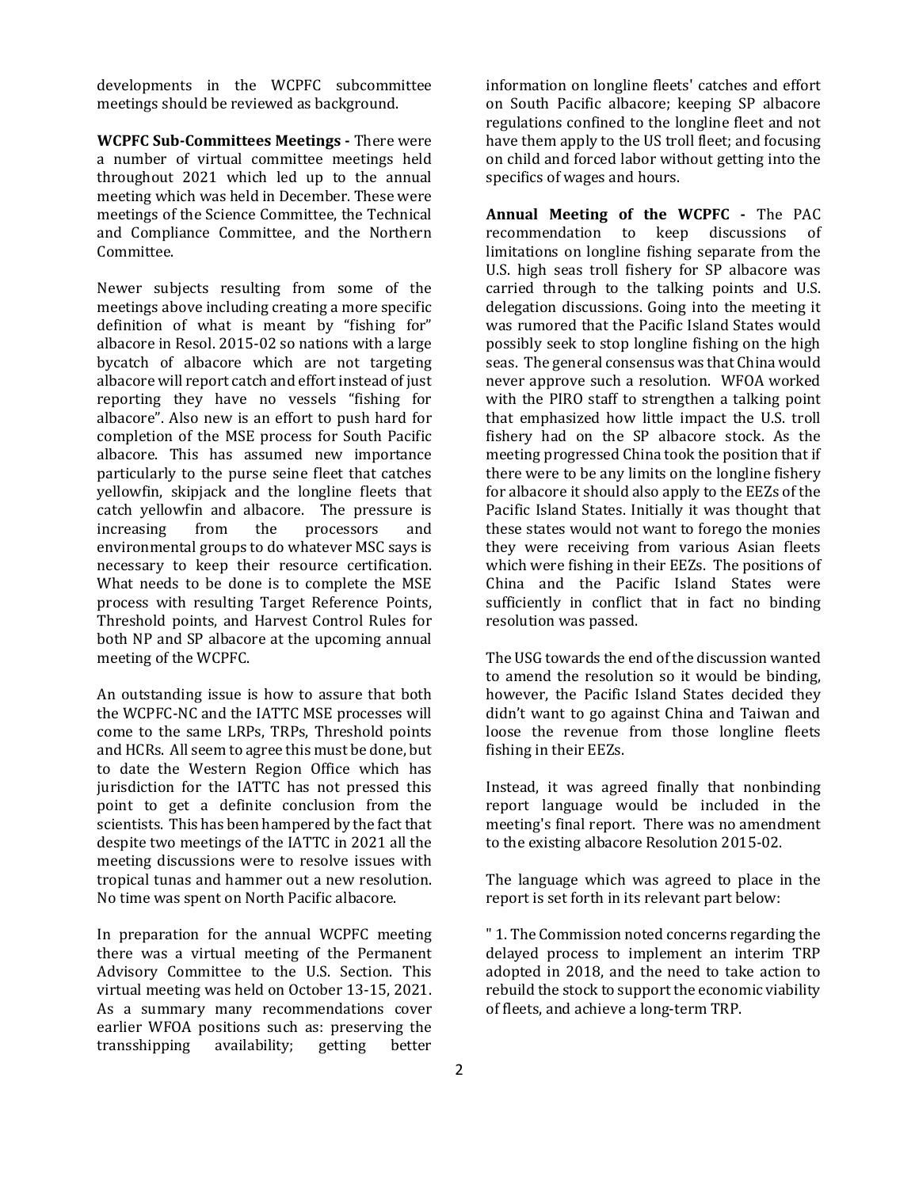developments in the WCPFC subcommittee meetings should be reviewed as background.

**WCPFC Sub-Committees Meetings -** There were a number of virtual committee meetings held throughout 2021 which led up to the annual meeting which was held in December. These were meetings of the Science Committee, the Technical and Compliance Committee, and the Northern Committee.

Newer subjects resulting from some of the meetings above including creating a more specific definition of what is meant by "fishing for" albacore in Resol. 2015-02 so nations with a large bycatch of albacore which are not targeting albacore will report catch and effort instead of just reporting they have no vessels "fishing for albacore". Also new is an effort to push hard for completion of the MSE process for South Pacific albacore. This has assumed new importance particularly to the purse seine fleet that catches yellowfin, skipjack and the longline fleets that catch yellowfin and albacore. The pressure is increasing from the processors and environmental groups to do whatever MSC says is necessary to keep their resource certification. What needs to be done is to complete the MSE process with resulting Target Reference Points, Threshold points, and Harvest Control Rules for both NP and SP albacore at the upcoming annual meeting of the WCPFC.

An outstanding issue is how to assure that both the WCPFC-NC and the IATTC MSE processes will come to the same LRPs, TRPs, Threshold points and HCRs. All seem to agree this must be done, but to date the Western Region Office which has jurisdiction for the IATTC has not pressed this point to get a definite conclusion from the scientists. This has been hampered by the fact that despite two meetings of the IATTC in 2021 all the meeting discussions were to resolve issues with tropical tunas and hammer out a new resolution. No time was spent on North Pacific albacore.

In preparation for the annual WCPFC meeting there was a virtual meeting of the Permanent Advisory Committee to the U.S. Section. This virtual meeting was held on October 13-15, 2021. As a summary many recommendations cover earlier WFOA positions such as: preserving the transshipping availability; getting better information on longline fleets' catches and effort on South Pacific albacore; keeping SP albacore regulations confined to the longline fleet and not have them apply to the US troll fleet; and focusing on child and forced labor without getting into the specifics of wages and hours.

**Annual Meeting of the WCPFC -** The PAC recommendation to keep discussions of limitations on longline fishing separate from the U.S. high seas troll fishery for SP albacore was carried through to the talking points and U.S. delegation discussions. Going into the meeting it was rumored that the Pacific Island States would possibly seek to stop longline fishing on the high seas. The general consensus was that China would never approve such a resolution. WFOA worked with the PIRO staff to strengthen a talking point that emphasized how little impact the U.S. troll fishery had on the SP albacore stock. As the meeting progressed China took the position that if there were to be any limits on the longline fishery for albacore it should also apply to the EEZs of the Pacific Island States. Initially it was thought that these states would not want to forego the monies they were receiving from various Asian fleets which were fishing in their EEZs. The positions of China and the Pacific Island States were sufficiently in conflict that in fact no binding resolution was passed.

The USG towards the end of the discussion wanted to amend the resolution so it would be binding, however, the Pacific Island States decided they didn't want to go against China and Taiwan and loose the revenue from those longline fleets fishing in their EEZs.

Instead, it was agreed finally that nonbinding report language would be included in the meeting's final report. There was no amendment to the existing albacore Resolution 2015-02.

The language which was agreed to place in the report is set forth in its relevant part below:

" 1. The Commission noted concerns regarding the delayed process to implement an interim TRP adopted in 2018, and the need to take action to rebuild the stock to support the economic viability of fleets, and achieve a long-term TRP.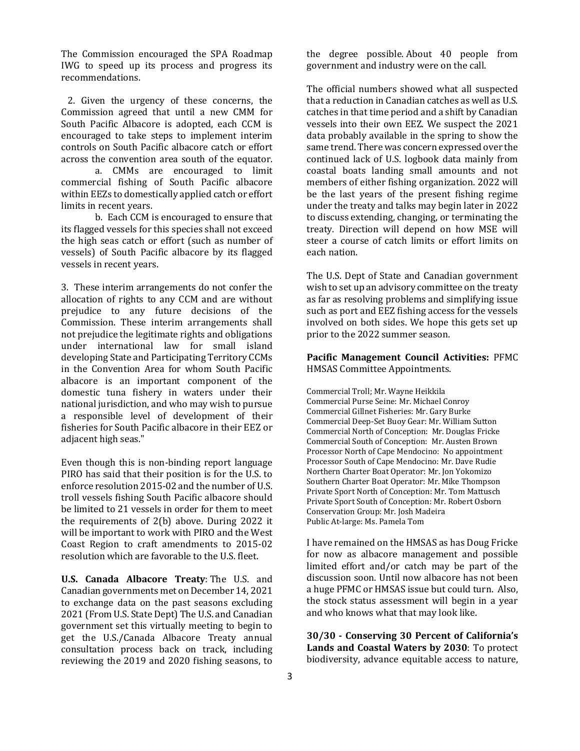The Commission encouraged the SPA Roadmap IWG to speed up its process and progress its recommendations.

2. Given the urgency of these concerns, the Commission agreed that until a new CMM for South Pacific Albacore is adopted, each CCM is encouraged to take steps to implement interim controls on South Pacific albacore catch or effort across the convention area south of the equator.

a. CMMs are encouraged to limit commercial fishing of South Pacific albacore within EEZs to domestically applied catch or effort limits in recent years.

b. Each CCM is encouraged to ensure that its flagged vessels for this species shall not exceed the high seas catch or effort (such as number of vessels) of South Pacific albacore by its flagged vessels in recent years.

3. These interim arrangements do not confer the allocation of rights to any CCM and are without prejudice to any future decisions of the Commission. These interim arrangements shall not prejudice the legitimate rights and obligations under international law for small island developing State and Participating Territory CCMs in the Convention Area for whom South Pacific albacore is an important component of the domestic tuna fishery in waters under their national jurisdiction, and who may wish to pursue a responsible level of development of their fisheries for South Pacific albacore in their EEZ or adjacent high seas."

Even though this is non-binding report language PIRO has said that their position is for the U.S. to enforce resolution 2015-02 and the number of U.S. troll vessels fishing South Pacific albacore should be limited to 21 vessels in order for them to meet the requirements of 2(b) above. During 2022 it will be important to work with PIRO and the West Coast Region to craft amendments to 2015-02 resolution which are favorable to the U.S. fleet.

**U.S. Canada Albacore Treaty**: The U.S. and Canadian governments met on December 14, 2021 to exchange data on the past seasons excluding 2021 (From U.S. State Dept) The U.S. and Canadian government set this virtually meeting to begin to get the U.S./Canada Albacore Treaty annual consultation process back on track, including reviewing the 2019 and 2020 fishing seasons, to the degree possible. About 40 people from government and industry were on the call.

The official numbers showed what all suspected that a reduction in Canadian catches as well as U.S. catches in that time period and a shift by Canadian vessels into their own EEZ. We suspect the 2021 data probably available in the spring to show the same trend. There was concern expressed over the continued lack of U.S. logbook data mainly from coastal boats landing small amounts and not members of either fishing organization. 2022 will be the last years of the present fishing regime under the treaty and talks may begin later in 2022 to discuss extending, changing, or terminating the treaty. Direction will depend on how MSE will steer a course of catch limits or effort limits on each nation.

The U.S. Dept of State and Canadian government wish to set up an advisory committee on the treaty as far as resolving problems and simplifying issue such as port and EEZ fishing access for the vessels involved on both sides. We hope this gets set up prior to the 2022 summer season.

**Pacific Management Council Activities:** PFMC HMSAS Committee Appointments.

Commercial Troll; Mr. Wayne Heikkila
Commercial Purse Seine: Mr. Michael Conroy
Commercial Gillnet Fisheries: Mr. Gary Burke
Commercial Deep-Set Buoy Gear: Mr. William Sutton
Commercial North of Conception: Mr. Douglas Fricke
Commercial South of Conception: Mr. Austen Brown
Processor North of Cape Mendocino: No appointment
Processor South of Cape Mendocino: Mr. Dave Rudie
Northern Charter Boat Operator: Mr. Jon Yokomizo
Southern Charter Boat Operator: Mr. Mike Thompson
Private Sport North of Conception: Mr. Tom Mattusch
Private Sport South of Conception: Mr. Robert Osborn
Conservation Group: Mr. Josh Madeira
Public At-large: Ms. Pamela Tom

I have remained on the HMSAS as has Doug Fricke for now as albacore management and possible limited effort and/or catch may be part of the discussion soon. Until now albacore has not been a huge PFMC or HMSAS issue but could turn. Also, the stock status assessment will begin in a year and who knows what that may look like.

**30/30 - Conserving 30 Percent of California's Lands and Coastal Waters by 2030**: To protect biodiversity, advance equitable access to nature,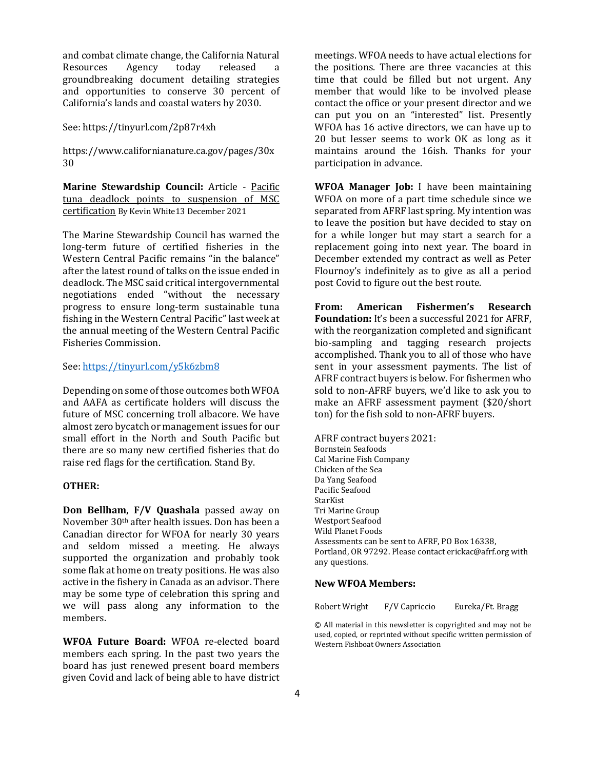and combat climate change, the California Natural Resources Agency today released a groundbreaking document detailing strategies and opportunities to conserve 30 percent of California's lands and coastal waters by 2030.

See: https://tinyurl.com/2p87r4xh

https://www.californianature.ca.gov/pages/30x30

**Marine Stewardship Council:** Article - Pacific tuna deadlock points to suspension of MSC certification By Kevin White13 December 2021

The Marine Stewardship Council has warned the long-term future of certified fisheries in the Western Central Pacific remains "in the balance" after the latest round of talks on the issue ended in deadlock. The MSC said critical intergovernmental negotiations ended "without the necessary progress to ensure long-term sustainable tuna fishing in the Western Central Pacific" last week at the annual meeting of the Western Central Pacific Fisheries Commission.

See: https://tinyurl.com/y5k6zbm8

Depending on some of those outcomes both WFOA and AAFA as certificate holders will discuss the future of MSC concerning troll albacore. We have almost zero bycatch or management issues for our small effort in the North and South Pacific but there are so many new certified fisheries that do raise red flags for the certification. Stand By.

**OTHER:**

**Don Bellham, F/V Quashala** passed away on November 30th after health issues. Don has been a Canadian director for WFOA for nearly 30 years and seldom missed a meeting. He always supported the organization and probably took some flak at home on treaty positions. He was also active in the fishery in Canada as an advisor. There may be some type of celebration this spring and we will pass along any information to the members.

**WFOA Future Board:** WFOA re-elected board members each spring. In the past two years the board has just renewed present board members given Covid and lack of being able to have district meetings. WFOA needs to have actual elections for the positions. There are three vacancies at this time that could be filled but not urgent. Any member that would like to be involved please contact the office or your present director and we can put you on an "interested" list. Presently WFOA has 16 active directors, we can have up to 20 but lesser seems to work OK as long as it maintains around the 16ish. Thanks for your participation in advance.

**WFOA Manager Job:** I have been maintaining WFOA on more of a part time schedule since we separated from AFRF last spring. My intention was to leave the position but have decided to stay on for a while longer but may start a search for a replacement going into next year. The board in December extended my contract as well as Peter Flournoy's indefinitely as to give as all a period post Covid to figure out the best route.

**From: American Fishermen's Research Foundation:** It's been a successful 2021 for AFRF, with the reorganization completed and significant bio-sampling and tagging research projects accomplished. Thank you to all of those who have sent in your assessment payments. The list of AFRF contract buyers is below. For fishermen who sold to non-AFRF buyers, we'd like to ask you to make an AFRF assessment payment ($20/short ton) for the fish sold to non-AFRF buyers.

AFRF contract buyers 2021:
Bornstein Seafoods
Cal Marine Fish Company
Chicken of the Sea
Da Yang Seafood
Pacific Seafood
StarKist
Tri Marine Group
Westport Seafood
Wild Planet Foods
Assessments can be sent to AFRF, PO Box 16338, Portland, OR 97292. Please contact erickac@afrf.org with any questions.

**New WFOA Members:**

| | | |
|---|---|---|
| Robert Wright | F/V Capriccio | Eureka/Ft. Bragg |

© All material in this newsletter is copyrighted and may not be used, copied, or reprinted without specific written permission of Western Fishboat Owners Association